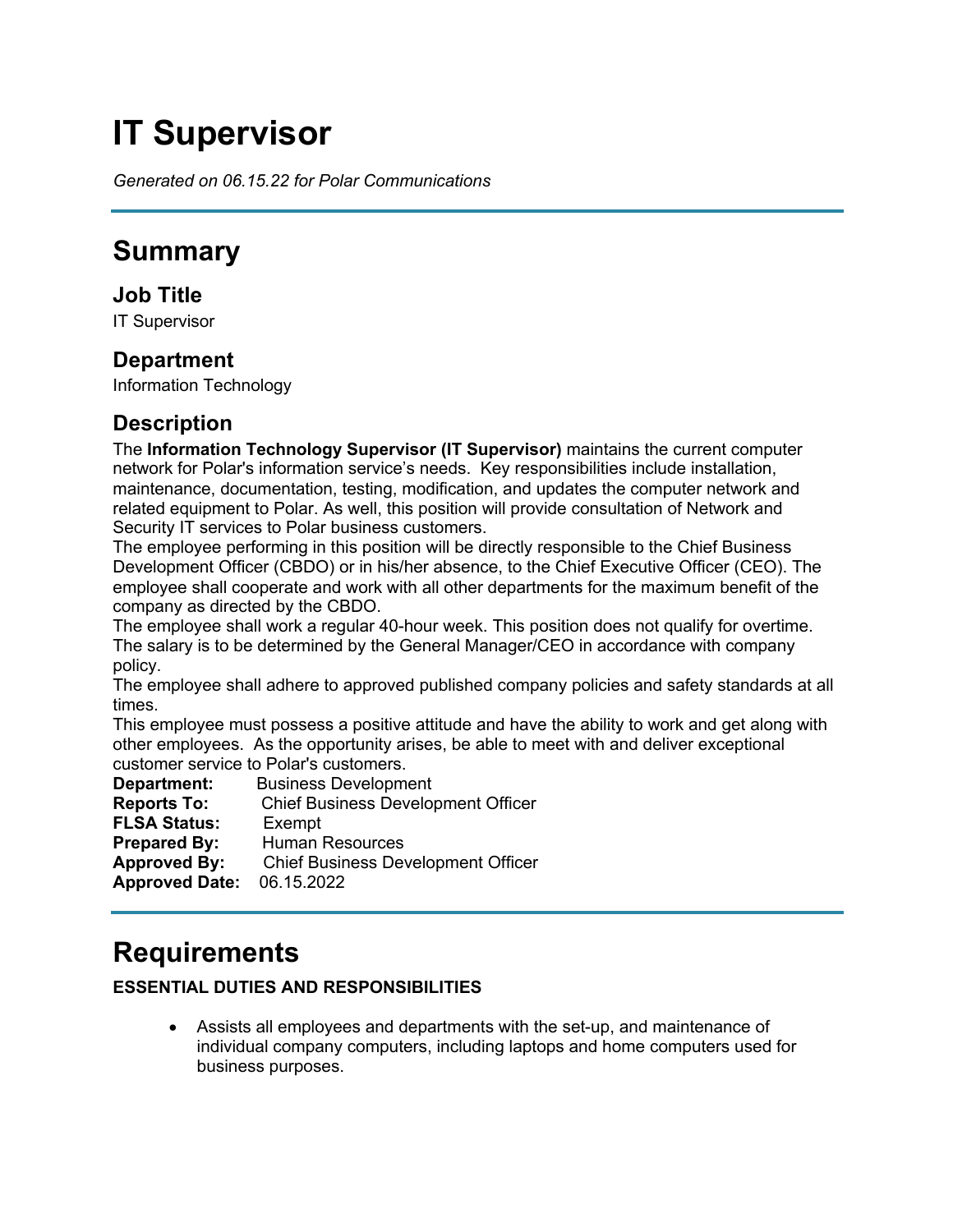# IT Supervisor

*Generated on 06.15.22 for Polar Communications*

---

## Summary

### Job Title

IT Supervisor

### Department

Information Technology

### Description

The **Information Technology Supervisor (IT Supervisor)** maintains the current computer network for Polar's information service's needs. Key responsibilities include installation, maintenance, documentation, testing, modification, and updates the computer network and related equipment to Polar. As well, this position will provide consultation of Network and Security IT services to Polar business customers.

The employee performing in this position will be directly responsible to the Chief Business Development Officer (CBDO) or in his/her absence, to the Chief Executive Officer (CEO). The employee shall cooperate and work with all other departments for the maximum benefit of the company as directed by the CBDO.

The employee shall work a regular 40-hour week. This position does not qualify for overtime. The salary is to be determined by the General Manager/CEO in accordance with company policy.

The employee shall adhere to approved published company policies and safety standards at all times.

This employee must possess a positive attitude and have the ability to work and get along with other employees. As the opportunity arises, be able to meet with and deliver exceptional customer service to Polar's customers.

**Department:** Business Development
**Reports To:** Chief Business Development Officer
**FLSA Status:** Exempt
**Prepared By:** Human Resources
**Approved By:** Chief Business Development Officer
**Approved Date:** 06.15.2022

---

## Requirements

**ESSENTIAL DUTIES AND RESPONSIBILITIES**

- Assists all employees and departments with the set-up, and maintenance of individual company computers, including laptops and home computers used for business purposes.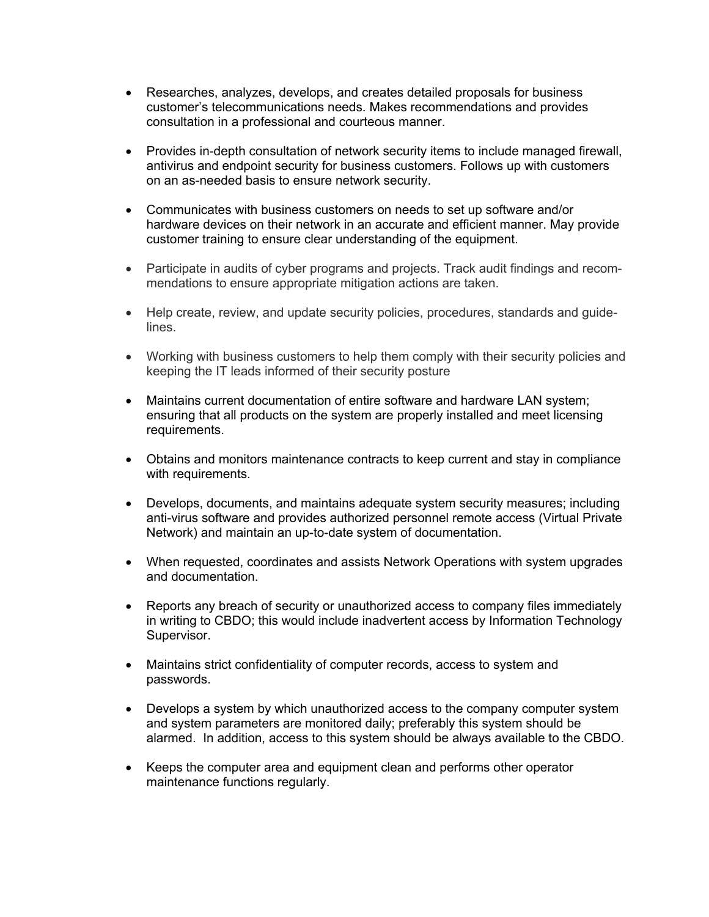- Researches, analyzes, develops, and creates detailed proposals for business customer's telecommunications needs. Makes recommendations and provides consultation in a professional and courteous manner.

- Provides in-depth consultation of network security items to include managed firewall, antivirus and endpoint security for business customers. Follows up with customers on an as-needed basis to ensure network security.

- Communicates with business customers on needs to set up software and/or hardware devices on their network in an accurate and efficient manner. May provide customer training to ensure clear understanding of the equipment.

- Participate in audits of cyber programs and projects. Track audit findings and recommendations to ensure appropriate mitigation actions are taken.

- Help create, review, and update security policies, procedures, standards and guidelines.

- Working with business customers to help them comply with their security policies and keeping the IT leads informed of their security posture

- Maintains current documentation of entire software and hardware LAN system; ensuring that all products on the system are properly installed and meet licensing requirements.

- Obtains and monitors maintenance contracts to keep current and stay in compliance with requirements.

- Develops, documents, and maintains adequate system security measures; including anti-virus software and provides authorized personnel remote access (Virtual Private Network) and maintain an up-to-date system of documentation.

- When requested, coordinates and assists Network Operations with system upgrades and documentation.

- Reports any breach of security or unauthorized access to company files immediately in writing to CBDO; this would include inadvertent access by Information Technology Supervisor.

- Maintains strict confidentiality of computer records, access to system and passwords.

- Develops a system by which unauthorized access to the company computer system and system parameters are monitored daily; preferably this system should be alarmed. In addition, access to this system should be always available to the CBDO.

- Keeps the computer area and equipment clean and performs other operator maintenance functions regularly.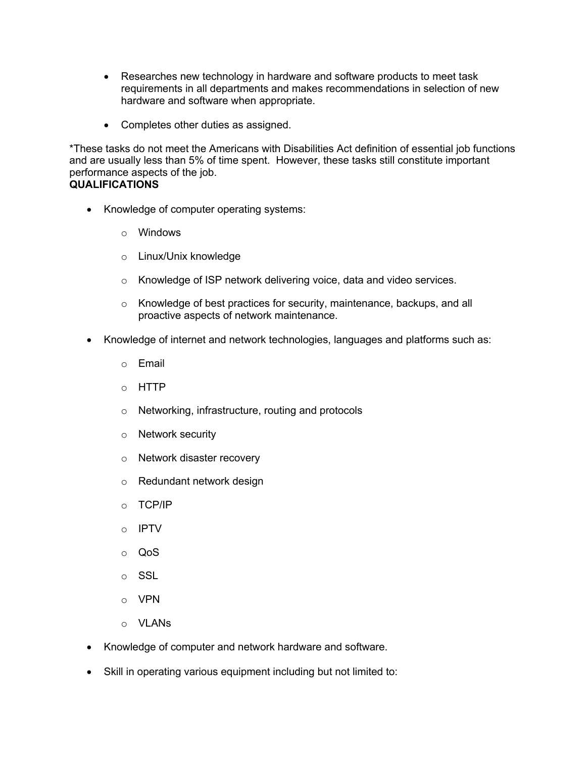- Researches new technology in hardware and software products to meet task requirements in all departments and makes recommendations in selection of new hardware and software when appropriate.

- Completes other duties as assigned.

*These tasks do not meet the Americans with Disabilities Act definition of essential job functions and are usually less than 5% of time spent. However, these tasks still constitute important performance aspects of the job.

**QUALIFICATIONS**

- Knowledge of computer operating systems:
  - Windows
  - Linux/Unix knowledge
  - Knowledge of ISP network delivering voice, data and video services.
  - Knowledge of best practices for security, maintenance, backups, and all proactive aspects of network maintenance.
- Knowledge of internet and network technologies, languages and platforms such as:
  - Email
  - HTTP
  - Networking, infrastructure, routing and protocols
  - Network security
  - Network disaster recovery
  - Redundant network design
  - TCP/IP
  - IPTV
  - QoS
  - SSL
  - VPN
  - VLANs
- Knowledge of computer and network hardware and software.
- Skill in operating various equipment including but not limited to: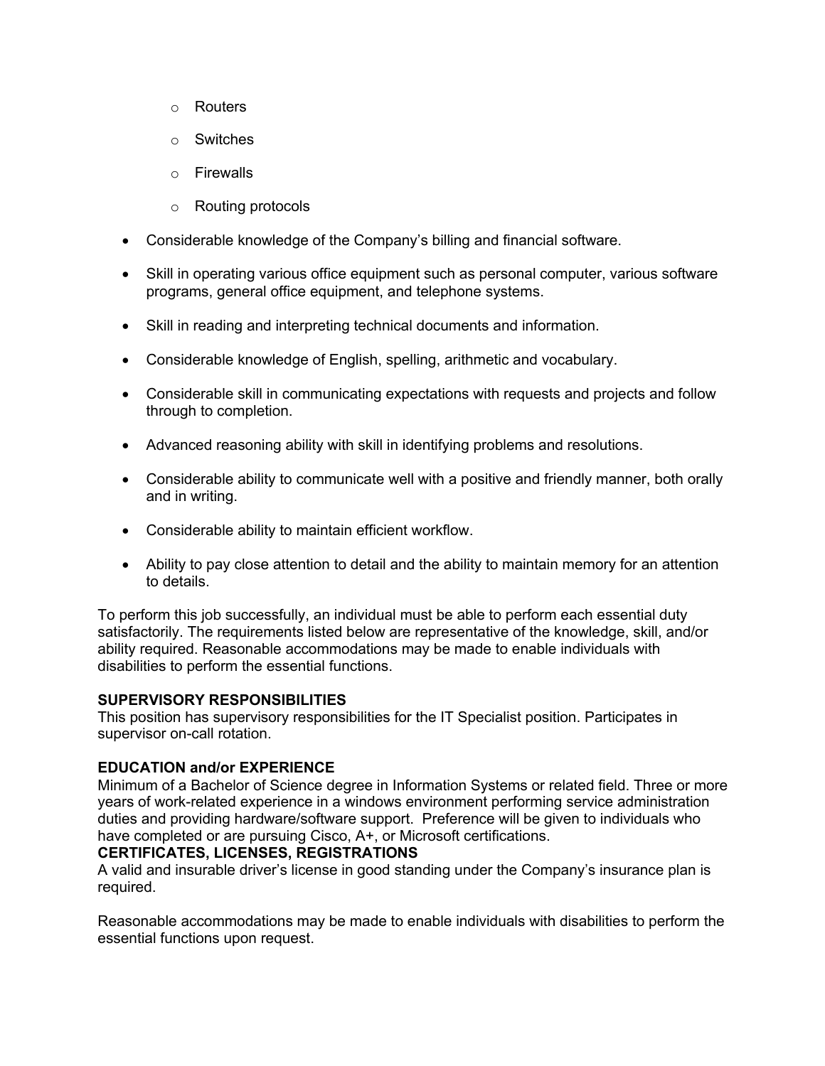- Routers
    - Switches
    - Firewalls
    - Routing protocols

- Considerable knowledge of the Company's billing and financial software.
- Skill in operating various office equipment such as personal computer, various software programs, general office equipment, and telephone systems.
- Skill in reading and interpreting technical documents and information.
- Considerable knowledge of English, spelling, arithmetic and vocabulary.
- Considerable skill in communicating expectations with requests and projects and follow through to completion.
- Advanced reasoning ability with skill in identifying problems and resolutions.
- Considerable ability to communicate well with a positive and friendly manner, both orally and in writing.
- Considerable ability to maintain efficient workflow.
- Ability to pay close attention to detail and the ability to maintain memory for an attention to details.

To perform this job successfully, an individual must be able to perform each essential duty satisfactorily. The requirements listed below are representative of the knowledge, skill, and/or ability required. Reasonable accommodations may be made to enable individuals with disabilities to perform the essential functions.

**SUPERVISORY RESPONSIBILITIES**

This position has supervisory responsibilities for the IT Specialist position. Participates in supervisor on-call rotation.

**EDUCATION and/or EXPERIENCE**

Minimum of a Bachelor of Science degree in Information Systems or related field. Three or more years of work-related experience in a windows environment performing service administration duties and providing hardware/software support. Preference will be given to individuals who have completed or are pursuing Cisco, A+, or Microsoft certifications.

**CERTIFICATES, LICENSES, REGISTRATIONS**

A valid and insurable driver's license in good standing under the Company's insurance plan is required.

Reasonable accommodations may be made to enable individuals with disabilities to perform the essential functions upon request.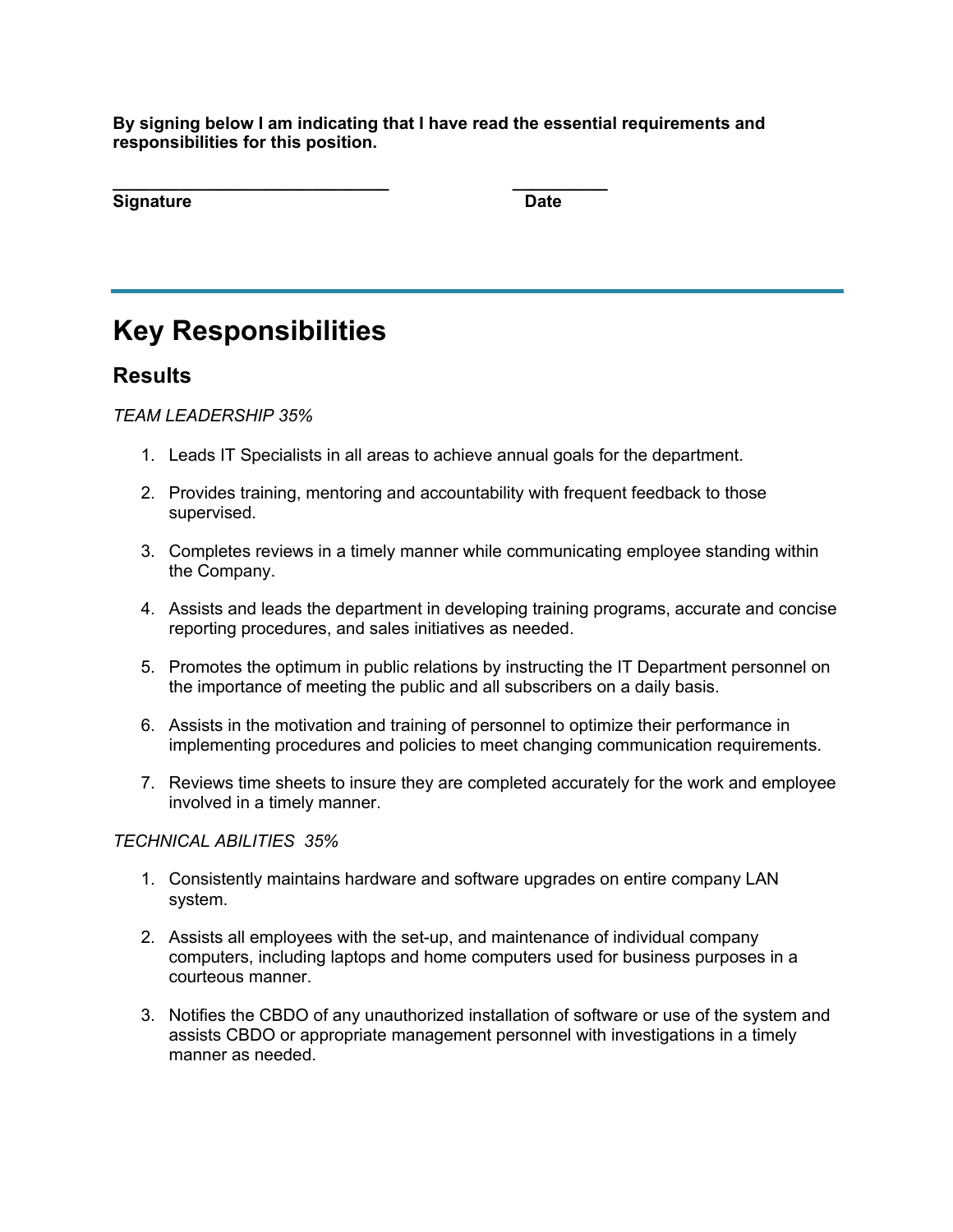**By signing below I am indicating that I have read the essential requirements and responsibilities for this position.**

**_____________________________ __________**
**Signature Date**

---

# Key Responsibilities

## Results

*TEAM LEADERSHIP 35%*

1. Leads IT Specialists in all areas to achieve annual goals for the department.

2. Provides training, mentoring and accountability with frequent feedback to those supervised.

3. Completes reviews in a timely manner while communicating employee standing within the Company.

4. Assists and leads the department in developing training programs, accurate and concise reporting procedures, and sales initiatives as needed.

5. Promotes the optimum in public relations by instructing the IT Department personnel on the importance of meeting the public and all subscribers on a daily basis.

6. Assists in the motivation and training of personnel to optimize their performance in implementing procedures and policies to meet changing communication requirements.

7. Reviews time sheets to insure they are completed accurately for the work and employee involved in a timely manner.

*TECHNICAL ABILITIES 35%*

1. Consistently maintains hardware and software upgrades on entire company LAN system.

2. Assists all employees with the set-up, and maintenance of individual company computers, including laptops and home computers used for business purposes in a courteous manner.

3. Notifies the CBDO of any unauthorized installation of software or use of the system and assists CBDO or appropriate management personnel with investigations in a timely manner as needed.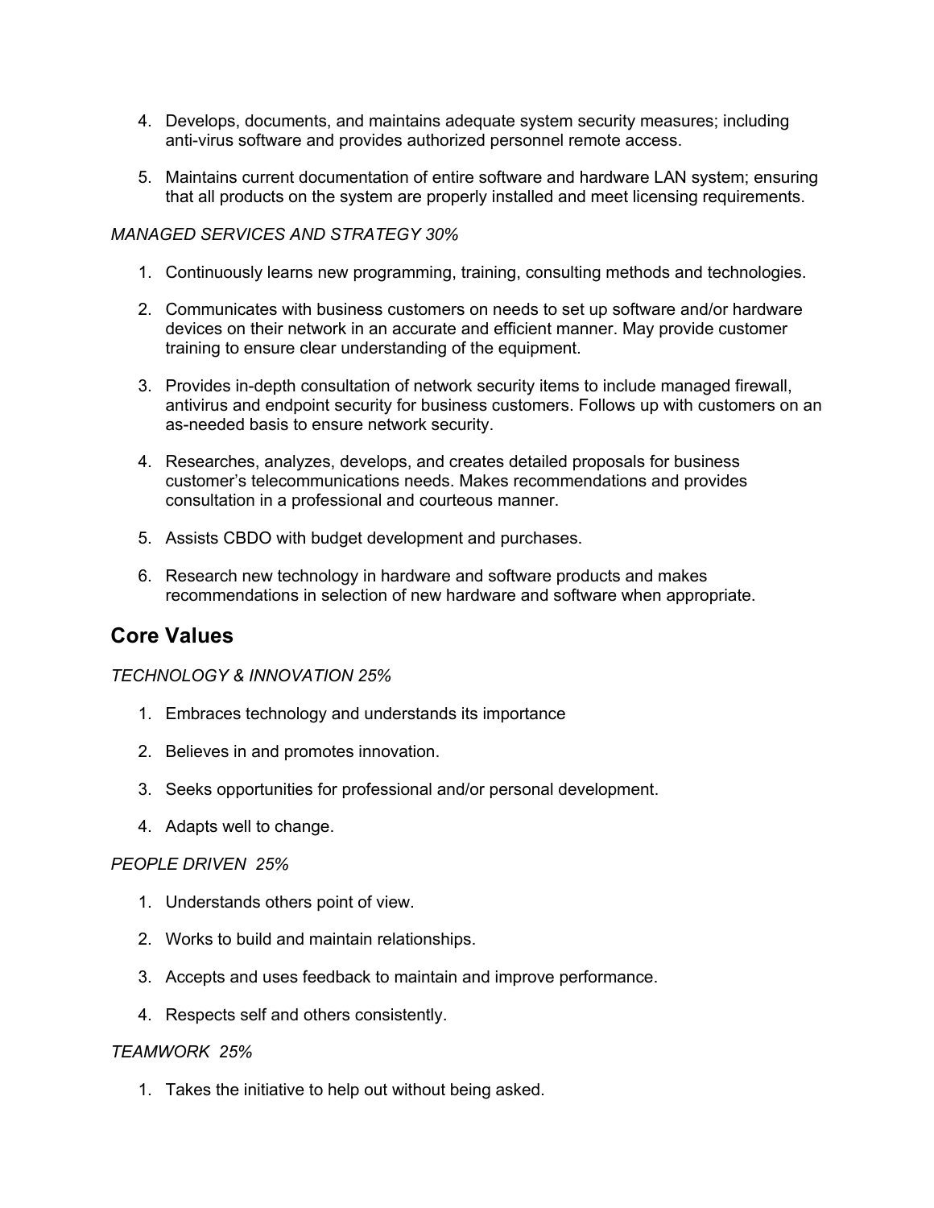4. Develops, documents, and maintains adequate system security measures; including anti-virus software and provides authorized personnel remote access.

5. Maintains current documentation of entire software and hardware LAN system; ensuring that all products on the system are properly installed and meet licensing requirements.

*MANAGED SERVICES AND STRATEGY 30%*

1. Continuously learns new programming, training, consulting methods and technologies.

2. Communicates with business customers on needs to set up software and/or hardware devices on their network in an accurate and efficient manner. May provide customer training to ensure clear understanding of the equipment.

3. Provides in-depth consultation of network security items to include managed firewall, antivirus and endpoint security for business customers. Follows up with customers on an as-needed basis to ensure network security.

4. Researches, analyzes, develops, and creates detailed proposals for business customer's telecommunications needs. Makes recommendations and provides consultation in a professional and courteous manner.

5. Assists CBDO with budget development and purchases.

6. Research new technology in hardware and software products and makes recommendations in selection of new hardware and software when appropriate.

## Core Values

*TECHNOLOGY & INNOVATION 25%*

1. Embraces technology and understands its importance

2. Believes in and promotes innovation.

3. Seeks opportunities for professional and/or personal development.

4. Adapts well to change.

*PEOPLE DRIVEN 25%*

1. Understands others point of view.

2. Works to build and maintain relationships.

3. Accepts and uses feedback to maintain and improve performance.

4. Respects self and others consistently.

*TEAMWORK 25%*

1. Takes the initiative to help out without being asked.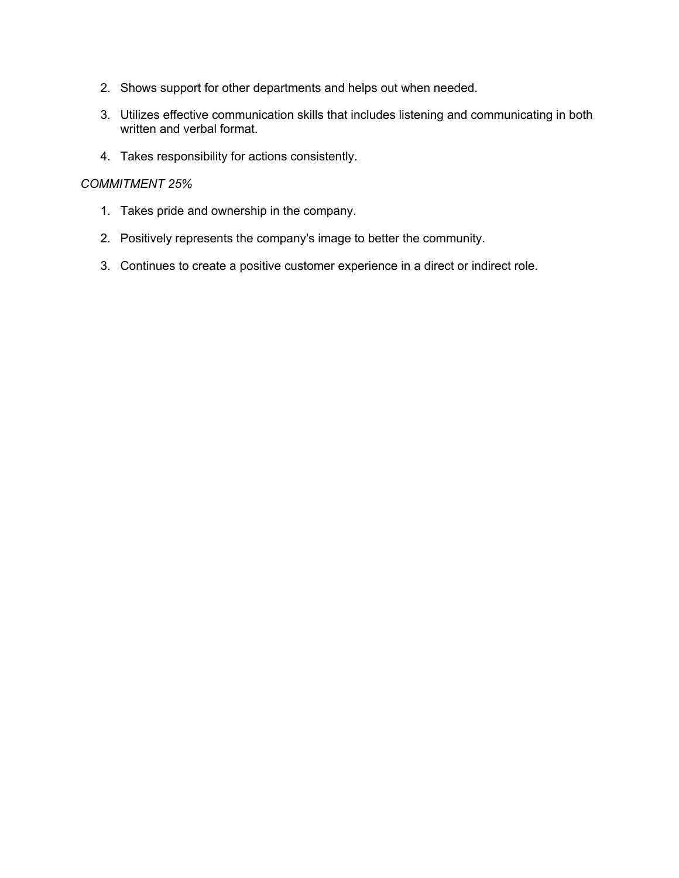2. Shows support for other departments and helps out when needed.

3. Utilizes effective communication skills that includes listening and communicating in both written and verbal format.

4. Takes responsibility for actions consistently.

*COMMITMENT 25%*

1. Takes pride and ownership in the company.

2. Positively represents the company's image to better the community.

3. Continues to create a positive customer experience in a direct or indirect role.